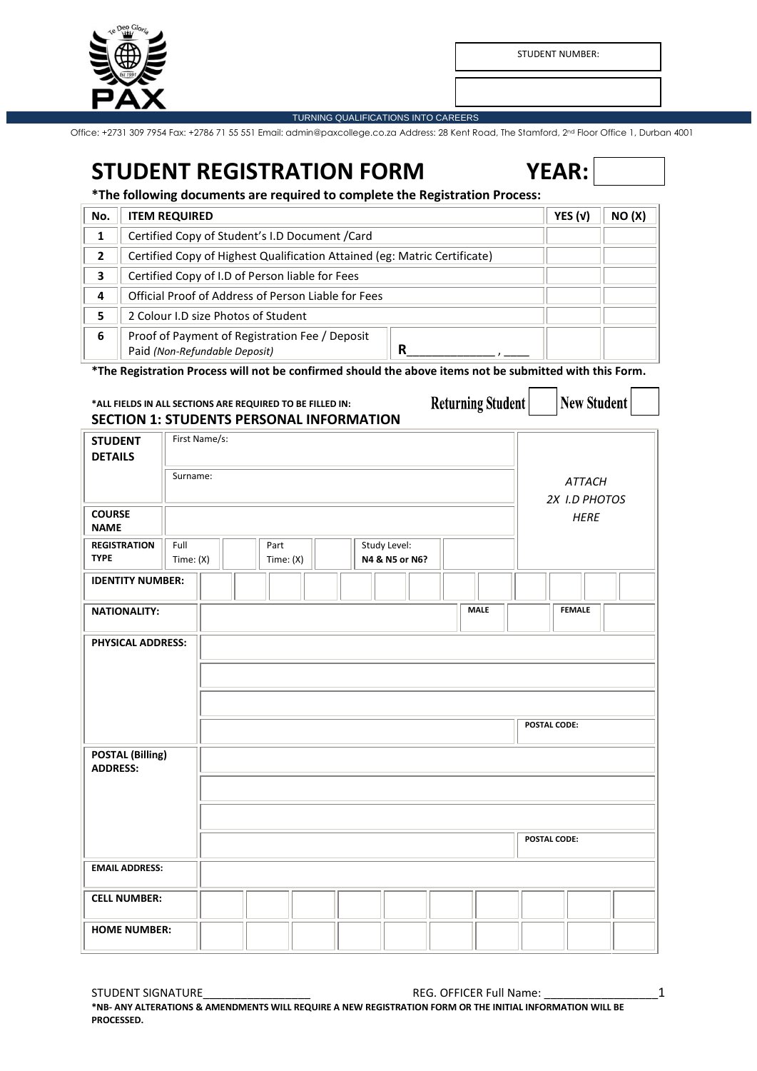STUDENT NUMBER:

TURNING QUALIFICATIONS INTO CAREERS

Office: +2731 309 7954 Fax: +2786 71 55 551 Email: admin@paxcollege.co.za Address: 28 Kent Road, The Stamford, 2nd Floor Office 1, Durban 4001

# STUDENT REGISTRATION FORM YEAR:

**\*The following documents are required to complete the Registration Process:**

| No. | ITEM REQUIRED | | YES (√) | NO (X) |
|---|---|---|---|---|
| 1 | Certified Copy of Student's I.D Document /Card | | | |
| 2 | Certified Copy of Highest Qualification Attained (eg: Matric Certificate) | | | |
| 3 | Certified Copy of I.D of Person liable for Fees | | | |
| 4 | Official Proof of Address of Person Liable for Fees | | | |
| 5 | 2 Colour I.D size Photos of Student | | | |
| 6 | Proof of Payment of Registration Fee / Deposit Paid *(Non-Refundable Deposit)* | R_____________ , ____ | | |

**\*The Registration Process will not be confirmed should the above items not be submitted with this Form.**

**\*ALL FIELDS IN ALL SECTIONS ARE REQUIRED TO BE FILLED IN:**

Returning Student ☐ New Student ☐

## SECTION 1: STUDENTS PERSONAL INFORMATION

| STUDENT DETAILS | First Name/s: | | | | | | *ATTACH 2X I.D PHOTOS HERE* |
|---|---|---|---|---|---|---|---|
| | Surname: | | | | | | |
| COURSE NAME | | | | | | | |
| REGISTRATION TYPE | Full Time: (X) | | Part Time: (X) | | Study Level: N4 & N5 or N6? | | |

| IDENTITY NUMBER: | | | | | | | | | | | | | |
|---|---|---|---|---|---|---|---|---|---|---|---|---|---|

| NATIONALITY: | | MALE | | FEMALE | |
|---|---|---|---|---|---|
| PHYSICAL ADDRESS: | | | | | |
| | | | | | |
| | | | | | |
| | | | | POSTAL CODE: | |
| POSTAL (Billing) ADDRESS: | | | | | |
| | | | | | |
| | | | | | |
| | | | | POSTAL CODE: | |
| EMAIL ADDRESS: | | | | | |

| CELL NUMBER: | | | | | | | | | | |
|---|---|---|---|---|---|---|---|---|---|---|
| HOME NUMBER: | | | | | | | | | | |

STUDENT SIGNATURE_________________ REG. OFFICER Full Name: __________________

**\*NB- ANY ALTERATIONS & AMENDMENTS WILL REQUIRE A NEW REGISTRATION FORM OR THE INITIAL INFORMATION WILL BE PROCESSED.**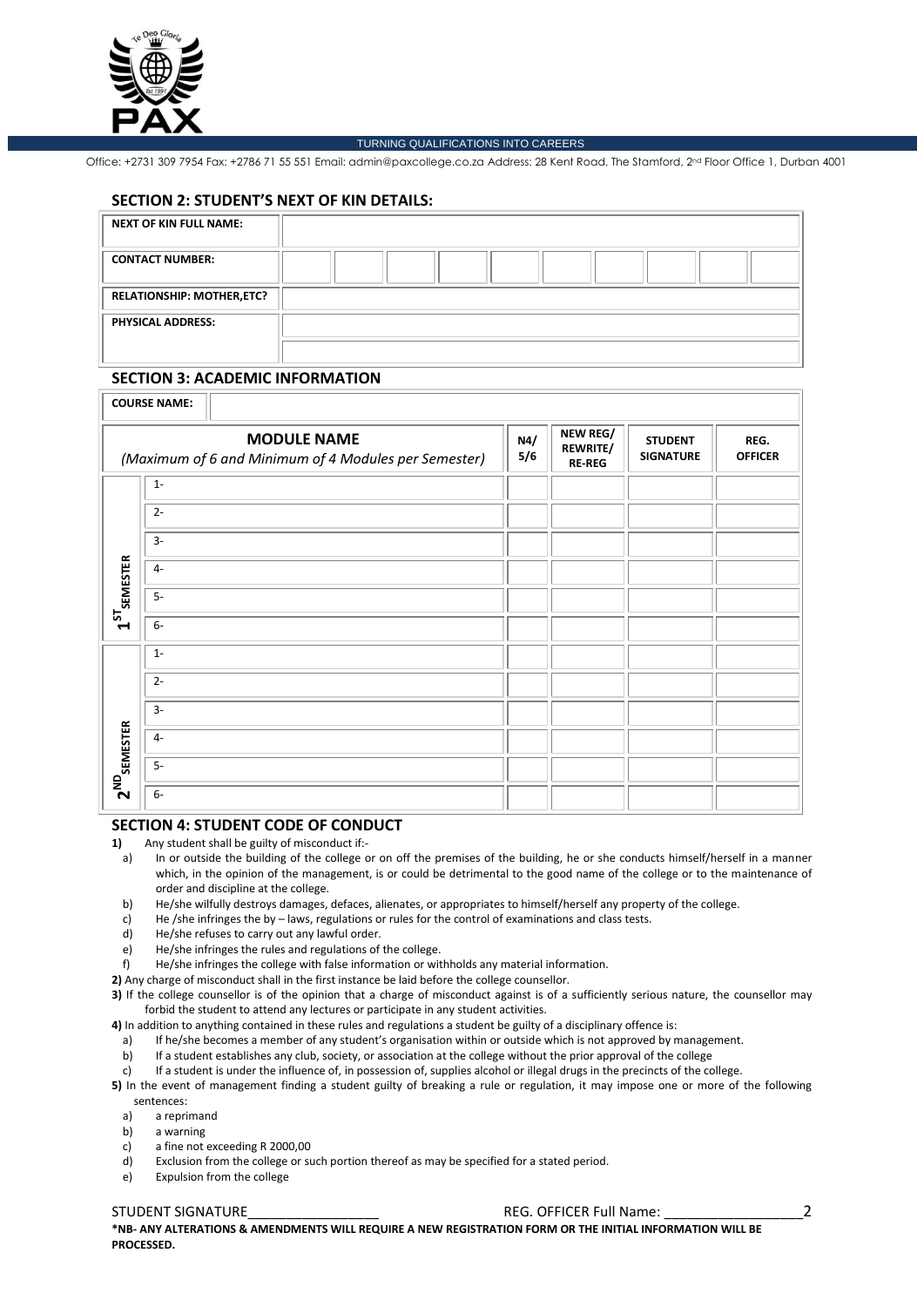TURNING QUALIFICATIONS INTO CAREERS

Office: +2731 309 7954 Fax: +2786 71 55 551 Email: admin@paxcollege.co.za Address: 28 Kent Road, The Stamford, 2nd Floor Office 1, Durban 4001

## SECTION 2: STUDENT'S NEXT OF KIN DETAILS:

| | |
|---|---|
| **NEXT OF KIN FULL NAME:** | |
| **CONTACT NUMBER:** | |
| **RELATIONSHIP: MOTHER,ETC?** | |
| **PHYSICAL ADDRESS:** | |
| | |

## SECTION 3: ACADEMIC INFORMATION

**COURSE NAME:**

| | **MODULE NAME** *(Maximum of 6 and Minimum of 4 Modules per Semester)* | **N4/ 5/6** | **NEW REG/ REWRITE/ RE-REG** | **STUDENT SIGNATURE** | **REG. OFFICER** |
|---|---|---|---|---|---|
| **1ST SEMESTER** | 1- | | | | |
| | 2- | | | | |
| | 3- | | | | |
| | 4- | | | | |
| | 5- | | | | |
| | 6- | | | | |
| **2ND SEMESTER** | 1- | | | | |
| | 2- | | | | |
| | 3- | | | | |
| | 4- | | | | |
| | 5- | | | | |
| | 6- | | | | |

## SECTION 4: STUDENT CODE OF CONDUCT

**1)** Any student shall be guilty of misconduct if:-

a) In or outside the building of the college or on off the premises of the building, he or she conducts himself/herself in a manner which, in the opinion of the management, is or could be detrimental to the good name of the college or to the maintenance of order and discipline at the college.

b) He/she wilfully destroys damages, defaces, alienates, or appropriates to himself/herself any property of the college.

c) He /she infringes the by – laws, regulations or rules for the control of examinations and class tests.

d) He/she refuses to carry out any lawful order.

e) He/she infringes the rules and regulations of the college.

f) He/she infringes the college with false information or withholds any material information.

**2)** Any charge of misconduct shall in the first instance be laid before the college counsellor.

**3)** If the college counsellor is of the opinion that a charge of misconduct against is of a sufficiently serious nature, the counsellor may forbid the student to attend any lectures or participate in any student activities.

**4)** In addition to anything contained in these rules and regulations a student be guilty of a disciplinary offence is:

a) If he/she becomes a member of any student's organisation within or outside which is not approved by management.

b) If a student establishes any club, society, or association at the college without the prior approval of the college

c) If a student is under the influence of, in possession of, supplies alcohol or illegal drugs in the precincts of the college.

**5)** In the event of management finding a student guilty of breaking a rule or regulation, it may impose one or more of the following sentences:

a) a reprimand

b) a warning

c) a fine not exceeding R 2000,00

d) Exclusion from the college or such portion thereof as may be specified for a stated period.

e) Expulsion from the college

STUDENT SIGNATURE_________________ REG. OFFICER Full Name: __________________

**\*NB- ANY ALTERATIONS & AMENDMENTS WILL REQUIRE A NEW REGISTRATION FORM OR THE INITIAL INFORMATION WILL BE PROCESSED.**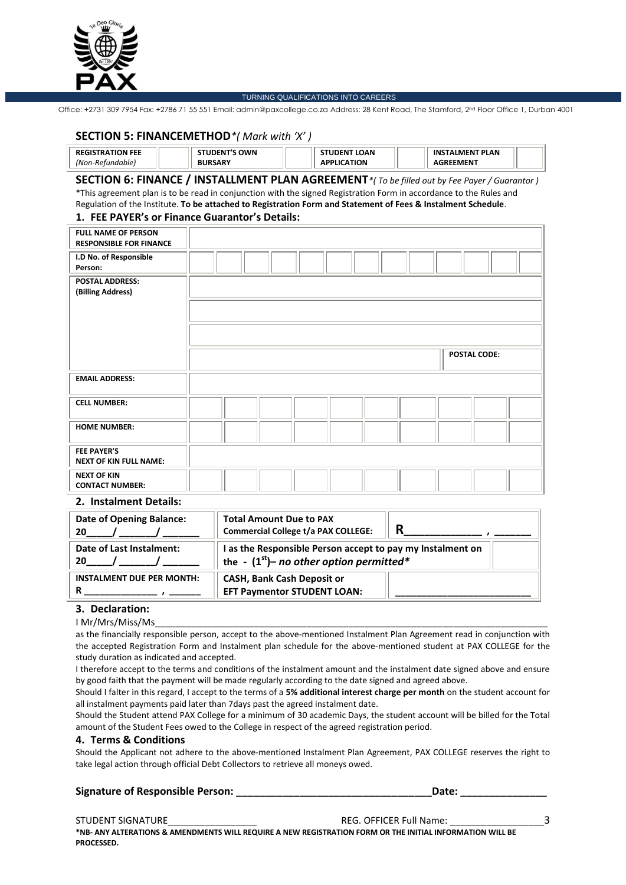TURNING QUALIFICATIONS INTO CAREERS

Office: +2731 309 7954 Fax: +2786 71 55 551 Email: admin@paxcollege.co.za Address: 28 Kent Road, The Stamford, 2nd Floor Office 1, Durban 4001

## SECTION 5: FINANCEMETHOD*( Mark with 'X' )*

| REGISTRATION FEE *(Non-Refundable)* | | STUDENT'S OWN BURSARY | | STUDENT LOAN APPLICATION | | INSTALMENT PLAN AGREEMENT | |
|---|---|---|---|---|---|---|---|

## SECTION 6: FINANCE / INSTALLMENT PLAN AGREEMENT*( To be filled out by Fee Payer / Guarantor )*

*This agreement plan is to be read in conjunction with the signed Registration Form in accordance to the Rules and Regulation of the Institute. **To be attached to Registration Form and Statement of Fees & Instalment Schedule**.

### 1. FEE PAYER's or Finance Guarantor's Details:

| | |
|---|---|
| **FULL NAME OF PERSON RESPONSIBLE FOR FINANCE** | |
| **I.D No. of Responsible Person:** | |
| **POSTAL ADDRESS: (Billing Address)** | |
| | |
| | |
| | **POSTAL CODE:** |
| **EMAIL ADDRESS:** | |
| **CELL NUMBER:** | |
| **HOME NUMBER:** | |
| **FEE PAYER'S NEXT OF KIN FULL NAME:** | |
| **NEXT OF KIN CONTACT NUMBER:** | |

### 2. Instalment Details:

| | | |
|---|---|---|
| **Date of Opening Balance:** 20____/ ______/ ______ | **Total Amount Due to PAX Commercial College t/a PAX COLLEGE:** | **R____________ , ______** |
| **Date of Last Instalment:** 20____/ ______/ ______ | **I as the Responsible Person accept to pay my Instalment on the - (1st)– *no other option permitted**** | |
| **INSTALMENT DUE PER MONTH:** R ____________ , ______ | **CASH, Bank Cash Deposit or EFT Paymentor STUDENT LOAN:** | ______________________ |

### 3. Declaration:

I Mr/Mrs/Miss/Ms________________________________________________________________________

as the financially responsible person, accept to the above-mentioned Instalment Plan Agreement read in conjunction with the accepted Registration Form and Instalment plan schedule for the above-mentioned student at PAX COLLEGE for the study duration as indicated and accepted.

I therefore accept to the terms and conditions of the instalment amount and the instalment date signed above and ensure by good faith that the payment will be made regularly according to the date signed and agreed above.

Should I falter in this regard, I accept to the terms of a **5% additional interest charge per month** on the student account for all instalment payments paid later than 7days past the agreed instalment date.

Should the Student attend PAX College for a minimum of 30 academic Days, the student account will be billed for the Total amount of the Student Fees owed to the College in respect of the agreed registration period.

### 4. Terms & Conditions

Should the Applicant not adhere to the above-mentioned Instalment Plan Agreement, PAX COLLEGE reserves the right to take legal action through official Debt Collectors to retrieve all moneys owed.

**Signature of Responsible Person: ________________________________Date: ______________**

STUDENT SIGNATURE________________ REG. OFFICER Full Name: _________________

***NB- ANY ALTERATIONS & AMENDMENTS WILL REQUIRE A NEW REGISTRATION FORM OR THE INITIAL INFORMATION WILL BE PROCESSED.**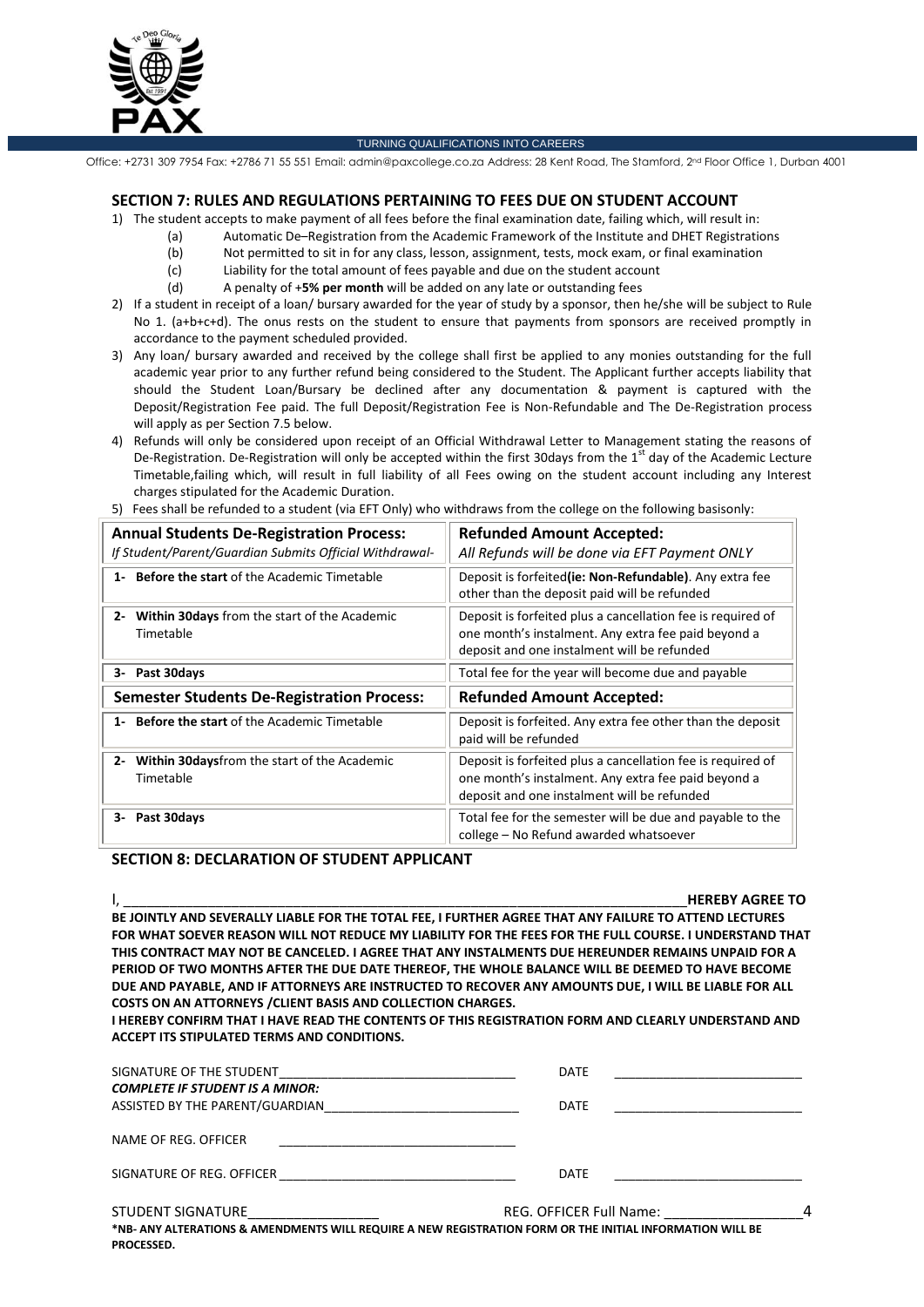TURNING QUALIFICATIONS INTO CAREERS

Office: +2731 309 7954 Fax: +2786 71 55 551 Email: admin@paxcollege.co.za Address: 28 Kent Road, The Stamford, 2nd Floor Office 1, Durban 4001

## SECTION 7: RULES AND REGULATIONS PERTAINING TO FEES DUE ON STUDENT ACCOUNT

1) The student accepts to make payment of all fees before the final examination date, failing which, will result in:
   - (a) Automatic De–Registration from the Academic Framework of the Institute and DHET Registrations
   - (b) Not permitted to sit in for any class, lesson, assignment, tests, mock exam, or final examination
   - (c) Liability for the total amount of fees payable and due on the student account
   - (d) A penalty of +**5% per month** will be added on any late or outstanding fees
2) If a student in receipt of a loan/ bursary awarded for the year of study by a sponsor, then he/she will be subject to Rule No 1. (a+b+c+d). The onus rests on the student to ensure that payments from sponsors are received promptly in accordance to the payment scheduled provided.
3) Any loan/ bursary awarded and received by the college shall first be applied to any monies outstanding for the full academic year prior to any further refund being considered to the Student. The Applicant further accepts liability that should the Student Loan/Bursary be declined after any documentation & payment is captured with the Deposit/Registration Fee paid. The full Deposit/Registration Fee is Non-Refundable and The De-Registration process will apply as per Section 7.5 below.
4) Refunds will only be considered upon receipt of an Official Withdrawal Letter to Management stating the reasons of De-Registration. De-Registration will only be accepted within the first 30days from the 1st day of the Academic Lecture Timetable,failing which, will result in full liability of all Fees owing on the student account including any Interest charges stipulated for the Academic Duration.
5) Fees shall be refunded to a student (via EFT Only) who withdraws from the college on the following basisonly:

| **Annual Students De-Registration Process:** *If Student/Parent/Guardian Submits Official Withdrawal-* | **Refunded Amount Accepted:** *All Refunds will be done via EFT Payment ONLY* |
|---|---|
| **1- Before the start** of the Academic Timetable | Deposit is forfeited**(ie: Non-Refundable)**. Any extra fee other than the deposit paid will be refunded |
| **2- Within 30days** from the start of the Academic Timetable | Deposit is forfeited plus a cancellation fee is required of one month's instalment. Any extra fee paid beyond a deposit and one instalment will be refunded |
| **3- Past 30days** | Total fee for the year will become due and payable |
| **Semester Students De-Registration Process:** | **Refunded Amount Accepted:** |
| **1- Before the start** of the Academic Timetable | Deposit is forfeited. Any extra fee other than the deposit paid will be refunded |
| **2- Within 30days**from the start of the Academic Timetable | Deposit is forfeited plus a cancellation fee is required of one month's instalment. Any extra fee paid beyond a deposit and one instalment will be refunded |
| **3- Past 30days** | Total fee for the semester will be due and payable to the college – No Refund awarded whatsoever |

## SECTION 8: DECLARATION OF STUDENT APPLICANT

I, \_\_\_\_\_\_\_\_\_\_\_\_\_\_\_\_\_\_\_\_\_\_\_\_\_\_\_\_\_\_\_\_\_\_\_\_\_\_\_\_\_\_\_\_\_\_\_\_\_\_\_\_\_\_\_\_\_\_\_\_\_\_\_\_\_\_\_\_\_\_\_\_\_\_\_\_**HEREBY AGREE TO BE JOINTLY AND SEVERALLY LIABLE FOR THE TOTAL FEE, I FURTHER AGREE THAT ANY FAILURE TO ATTEND LECTURES FOR WHAT SOEVER REASON WILL NOT REDUCE MY LIABILITY FOR THE FEES FOR THE FULL COURSE. I UNDERSTAND THAT THIS CONTRACT MAY NOT BE CANCELED. I AGREE THAT ANY INSTALMENTS DUE HEREUNDER REMAINS UNPAID FOR A PERIOD OF TWO MONTHS AFTER THE DUE DATE THEREOF, THE WHOLE BALANCE WILL BE DEEMED TO HAVE BECOME DUE AND PAYABLE, AND IF ATTORNEYS ARE INSTRUCTED TO RECOVER ANY AMOUNTS DUE, I WILL BE LIABLE FOR ALL COSTS ON AN ATTORNEYS /CLIENT BASIS AND COLLECTION CHARGES.**

**I HEREBY CONFIRM THAT I HAVE READ THE CONTENTS OF THIS REGISTRATION FORM AND CLEARLY UNDERSTAND AND ACCEPT ITS STIPULATED TERMS AND CONDITIONS.**

SIGNATURE OF THE STUDENT\_\_\_\_\_\_\_\_\_\_\_\_\_\_\_\_\_\_\_\_\_\_\_\_\_\_\_\_\_\_\_\_ DATE \_\_\_\_\_\_\_\_\_\_\_\_\_\_\_\_\_\_\_\_\_\_\_\_\_\_

***COMPLETE IF STUDENT IS A MINOR:***

ASSISTED BY THE PARENT/GUARDIAN\_\_\_\_\_\_\_\_\_\_\_\_\_\_\_\_\_\_\_\_\_\_\_\_\_\_\_ DATE \_\_\_\_\_\_\_\_\_\_\_\_\_\_\_\_\_\_\_\_\_\_\_\_\_\_

NAME OF REG. OFFICER \_\_\_\_\_\_\_\_\_\_\_\_\_\_\_\_\_\_\_\_\_\_\_\_\_\_\_\_\_\_\_\_\_\_

SIGNATURE OF REG. OFFICER \_\_\_\_\_\_\_\_\_\_\_\_\_\_\_\_\_\_\_\_\_\_\_\_\_\_\_\_\_\_\_\_\_ DATE \_\_\_\_\_\_\_\_\_\_\_\_\_\_\_\_\_\_\_\_\_\_\_\_\_\_

STUDENT SIGNATURE\_\_\_\_\_\_\_\_\_\_\_\_\_\_\_\_\_ REG. OFFICER Full Name: \_\_\_\_\_\_\_\_\_\_\_\_\_\_\_\_\_\_

**\*NB- ANY ALTERATIONS & AMENDMENTS WILL REQUIRE A NEW REGISTRATION FORM OR THE INITIAL INFORMATION WILL BE PROCESSED.**